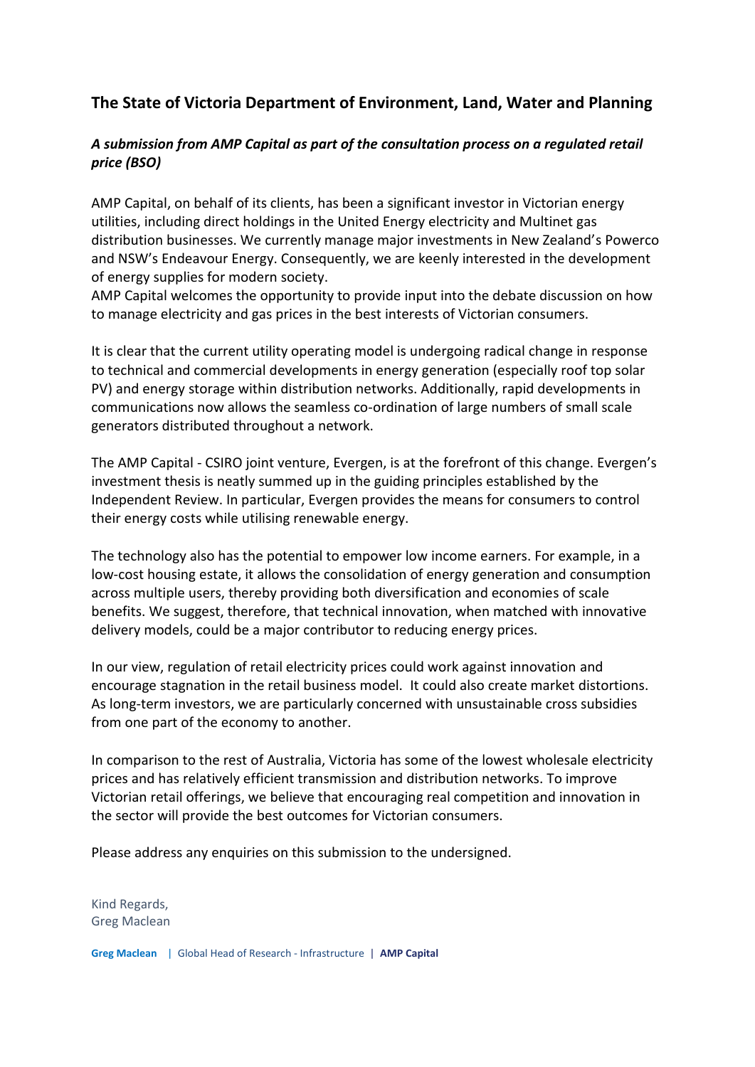## The State of Victoria Department of Environment, Land, Water and Planning

### *A submission from AMP Capital as part of the consultation process on a regulated retail price (BSO)*

AMP Capital, on behalf of its clients, has been a significant investor in Victorian energy utilities, including direct holdings in the United Energy electricity and Multinet gas distribution businesses. We currently manage major investments in New Zealand's Powerco and NSW's Endeavour Energy. Consequently, we are keenly interested in the development of energy supplies for modern society.
AMP Capital welcomes the opportunity to provide input into the debate discussion on how to manage electricity and gas prices in the best interests of Victorian consumers.

It is clear that the current utility operating model is undergoing radical change in response to technical and commercial developments in energy generation (especially roof top solar PV) and energy storage within distribution networks. Additionally, rapid developments in communications now allows the seamless co-ordination of large numbers of small scale generators distributed throughout a network.

The AMP Capital - CSIRO joint venture, Evergen, is at the forefront of this change. Evergen's investment thesis is neatly summed up in the guiding principles established by the Independent Review. In particular, Evergen provides the means for consumers to control their energy costs while utilising renewable energy.

The technology also has the potential to empower low income earners. For example, in a low-cost housing estate, it allows the consolidation of energy generation and consumption across multiple users, thereby providing both diversification and economies of scale benefits. We suggest, therefore, that technical innovation, when matched with innovative delivery models, could be a major contributor to reducing energy prices.

In our view, regulation of retail electricity prices could work against innovation and encourage stagnation in the retail business model. It could also create market distortions. As long-term investors, we are particularly concerned with unsustainable cross subsidies from one part of the economy to another.

In comparison to the rest of Australia, Victoria has some of the lowest wholesale electricity prices and has relatively efficient transmission and distribution networks. To improve Victorian retail offerings, we believe that encouraging real competition and innovation in the sector will provide the best outcomes for Victorian consumers.

Please address any enquiries on this submission to the undersigned.

Kind Regards,
Greg Maclean

**Greg Maclean** | Global Head of Research - Infrastructure | **AMP Capital**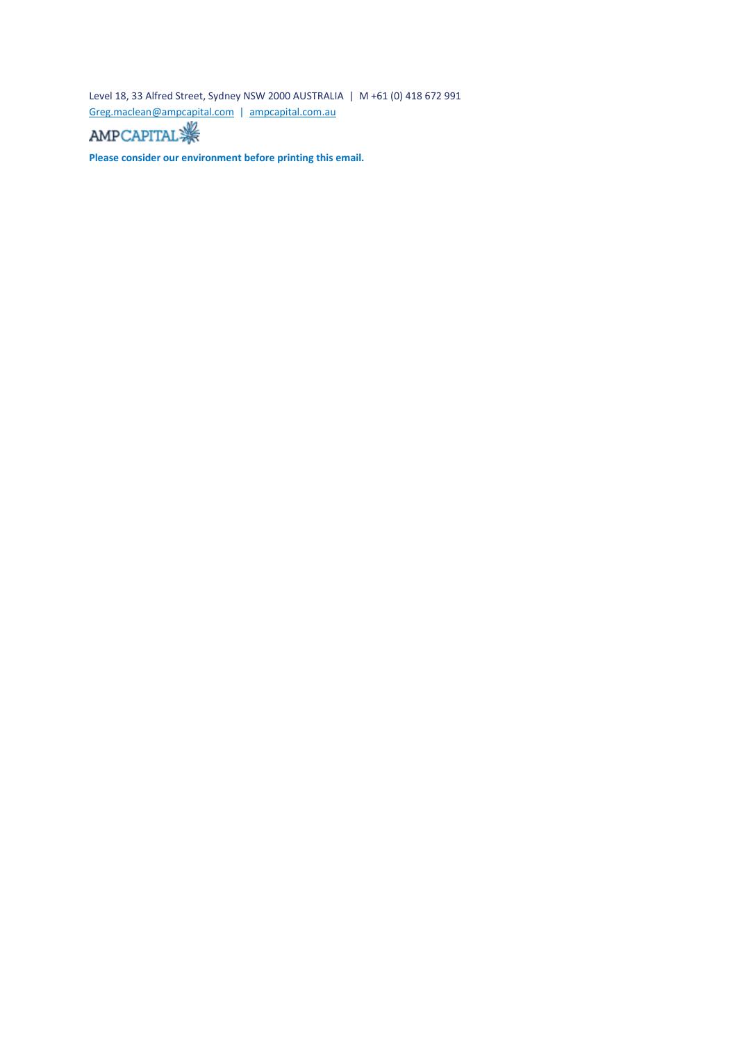Level 18, 33 Alfred Street, Sydney NSW 2000 AUSTRALIA | M +61 (0) 418 672 991
Greg.maclean@ampcapital.com | ampcapital.com.au

AMPCAPITAL

**Please consider our environment before printing this email.**